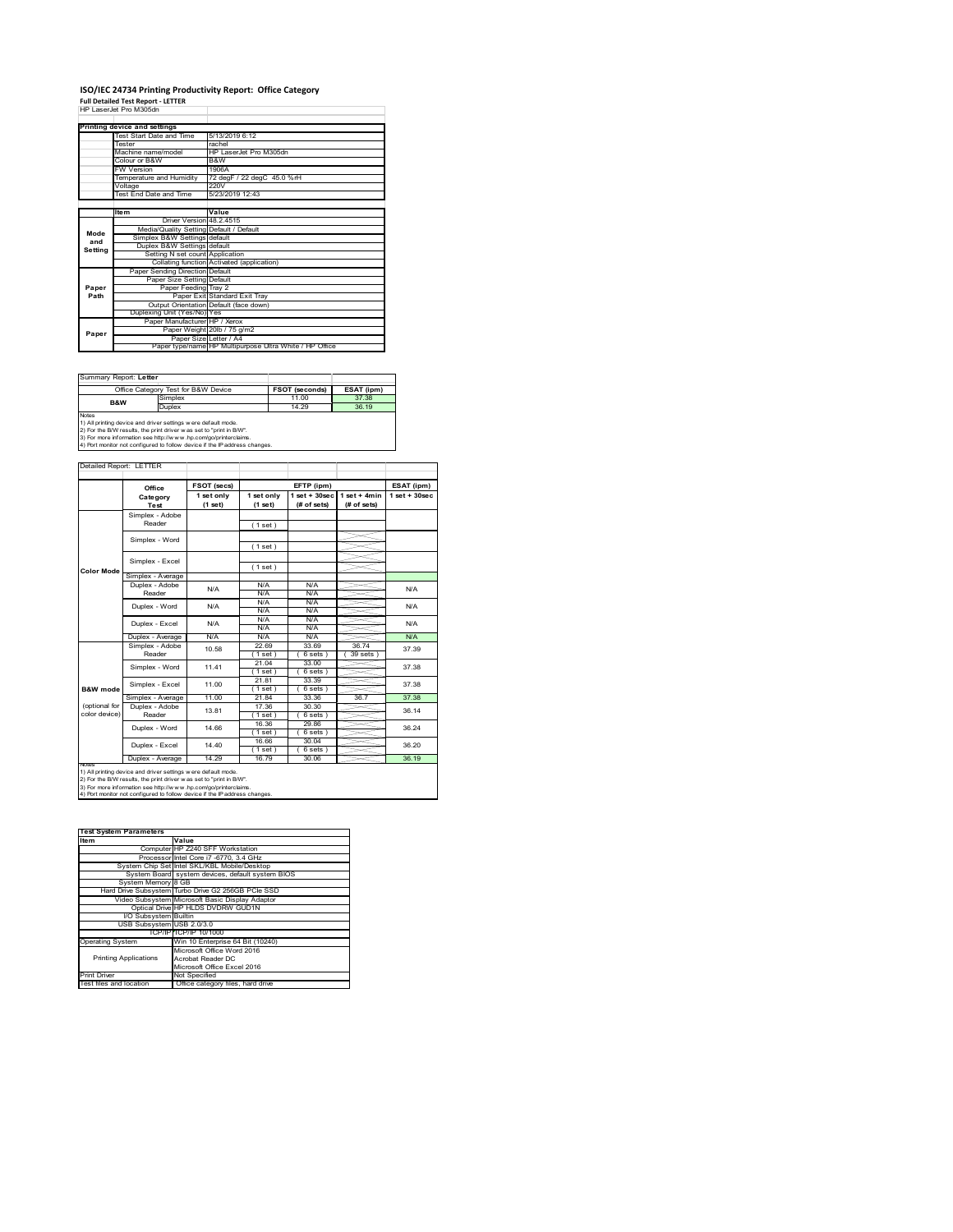# ISO/IEC 24734 Printing Productivity Report: Office Category

**Full Detailed Test Report - LETTER**

HP LaserJet Pro M305dn

| Printing device and settings | |
|---|---|
| Test Start Date and Time | 5/13/2019 6:12 |
| Tester | rachel |
| Machine name/model | HP LaserJet Pro M305dn |
| Colour or B&W | B&W |
| FW Version | 1906A |
| Temperature and Humidity | 72 degF / 22 degC 45.0 %rH |
| Voltage | 220V |
| Test End Date and Time | 5/23/2019 12:43 |

| | Item | Value |
|---|---|---|
| Mode and Setting | Driver Version | 48.2.4515 |
| | Media/Quality Setting | Default / Default |
| | Simplex B&W Settings | default |
| | Duplex B&W Settings | default |
| | Setting N set count | Application |
| | Collating function | Activated (application) |
| Paper Path | Paper Sending Direction | Default |
| | Paper Size Setting | Default |
| | Paper Feeding | Tray 2 |
| | Paper Exit | Standard Exit Tray |
| | Output Orientation | Default (face down) |
| | Duplexing Unit (Yes/No) | Yes |
| Paper | Paper Manufacturer | HP / Xerox |
| | Paper Weight | 20lb / 75 g/m2 |
| | Paper Size | Letter / A4 |
| | Paper type/name | HP Multipurpose Ultra White / HP Office |

Summary Report: **Letter**

| Office Category Test for B&W Device | | FSOT (seconds) | ESAT (ipm) |
|---|---|---|---|
| B&W | Simplex | 11.00 | 37.38 |
| | Duplex | 14.29 | 36.19 |

Notes
1) All printing device and driver settings were default mode.
2) For the B/W results, the print driver was set to "print in B/W".
3) For more information see http://www.hp.com/go/printerclaims.
4) Port monitor not configured to follow device if the IP address changes.

Detailed Report: LETTER

| | Office Category Test | FSOT (secs) 1 set only (1 set) | EFTP (ipm) 1 set only (1 set) | EFTP (ipm) 1 set + 30sec (# of sets) | EFTP (ipm) 1 set + 4min (# of sets) | ESAT (ipm) 1 set + 30sec |
|---|---|---|---|---|---|---|
| Color Mode | Simplex - Adobe Reader | | (1 set) | | | |
| | Simplex - Word | | (1 set) | | | |
| | Simplex - Excel | | (1 set) | | | |
| | Simplex - Average | | | | | |
| | Duplex - Adobe Reader | N/A | N/A<br>N/A | N/A<br>N/A | | N/A |
| | Duplex - Word | N/A | N/A<br>N/A | N/A<br>N/A | | N/A |
| | Duplex - Excel | N/A | N/A<br>N/A | N/A<br>N/A | | N/A |
| | Duplex - Average | N/A | N/A | N/A | | N/A |
| B&W mode (optional for color device) | Simplex - Adobe Reader | 10.58 | 22.69<br>(1 set) | 33.69<br>(6 sets) | 36.74<br>(39 sets) | 37.39 |
| | Simplex - Word | 11.41 | 21.04<br>(1 set) | 33.00<br>(6 sets) | | 37.38 |
| | Simplex - Excel | 11.00 | 21.81<br>(1 set) | 33.39<br>(6 sets) | | 37.38 |
| | Simplex - Average | 11.00 | 21.84 | 33.36 | 36.7 | 37.38 |
| | Duplex - Adobe Reader | 13.81 | 17.36<br>(1 set) | 30.30<br>(6 sets) | | 36.14 |
| | Duplex - Word | 14.66 | 16.36<br>(1 set) | 29.86<br>(6 sets) | | 36.24 |
| | Duplex - Excel | 14.40 | 16.66<br>(1 set) | 30.04<br>(6 sets) | | 36.20 |
| | Duplex - Average | 14.29 | 16.79 | 30.06 | | 36.19 |

Notes
1) All printing device and driver settings were default mode.
2) For the B/W results, the print driver was set to "print in B/W".
3) For more information see http://www.hp.com/go/printerclaims.
4) Port monitor not configured to follow device if the IP address changes.

| Test System Parameters | |
|---|---|
| **Item** | **Value** |
| Computer | HP Z240 SFF Workstation |
| Processor | Intel Core i7 -6770, 3.4 GHz |
| System Chip Set | Intel SKL/KBL Mobile/Desktop |
| System Board | system devices, default system BIOS |
| System Memory | 8 GB |
| Hard Drive Subsystem | Turbo Drive G2 256GB PCIe SSD |
| Video Subsystem | Microsoft Basic Display Adaptor |
| Optical Drive | HP HLDS DVDRW GUD1N |
| I/O Subsystem | Builtin |
| USB Subsystem | USB 2.0/3.0 |
| TCP/IP | TCP/IP 10/1000 |
| Operating System | Win 10 Enterprise 64 Bit (10240) |
| Printing Applications | Microsoft Office Word 2016<br>Acrobat Reader DC<br>Microsoft Office Excel 2016 |
| Print Driver | Not Specified |
| Test files and location | Office category files, hard drive |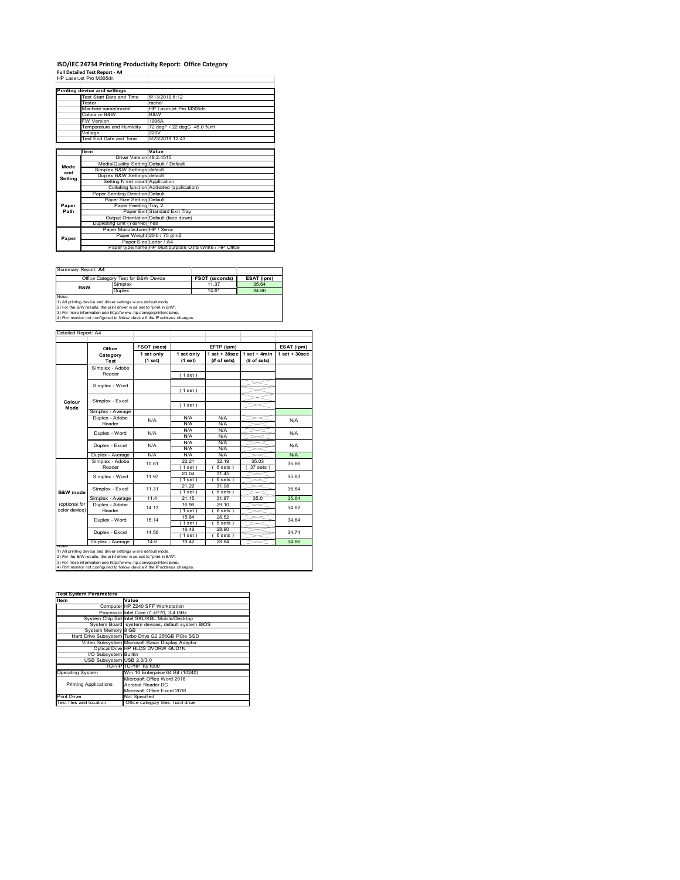# ISO/IEC 24734 Printing Productivity Report: Office Category

**Full Detailed Test Report - A4**

HP LaserJet Pro M305dn

| Printing device and settings | |
|---|---|
| Test Start Date and Time | 5/13/2019 6:12 |
| Tester | rachel |
| Machine name/model | HP LaserJet Pro M305dn |
| Colour or B&W | B&W |
| FW Version | 1906A |
| Temperature and Humidity | 72 degF / 22 degC 45.0 %rH |
| Voltage | 220V |
| Test End Date and Time | 5/23/2019 12:43 |

| | Item | Value |
|---|---|---|
| Mode and Setting | Driver Version | 48.2.4515 |
| | Media/Quality Setting | Default / Default |
| | Simplex B&W Settings | default |
| | Duplex B&W Settings | default |
| | Setting N set count | Application |
| | Collating function | Activated (application) |
| Paper Path | Paper Sending Direction | Default |
| | Paper Size Setting | Default |
| | Paper Feeding | Tray 2 |
| | Paper Exit | Standard Exit Tray |
| | Output Orientation | Default (face down) |
| | Duplexing Unit (Yes/No) | Yes |
| Paper | Paper Manufacturer | HP / Xerox |
| | Paper Weight | 20lb / 75 g/m2 |
| | Paper Size | Letter / A4 |
| | Paper type/name | HP Multipurpose Ultra White / HP Office |

Summary Report: **A4**

| Office Category Test for B&W Device | | FSOT (seconds) | ESAT (ipm) |
|---|---|---|---|
| B&W | Simplex | 11.37 | 35.64 |
| | Duplex | 14.61 | 34.66 |

Notes
1) All printing device and driver settings were default mode.
2) For the B/W results, the print driver was set to "print in B/W".
3) For more information see http://www.hp.com/go/printerclaims.
4) Port monitor not configured to follow device if the IP address changes.

Detailed Report: A4

| | Office Category Test | FSOT (secs) 1 set only (1 set) | EFTP (ipm) 1 set only (1 set) | EFTP (ipm) 1 set + 30sec (# of sets) | EFTP (ipm) 1 set + 4min (# of sets) | ESAT (ipm) 1 set + 30sec |
|---|---|---|---|---|---|---|
| Colour Mode | Simplex - Adobe Reader | | (1 set) | | | |
| | Simplex - Word | | (1 set) | | | |
| | Simplex - Excel | | (1 set) | | | |
| | Simplex - Average | | | | | |
| | Duplex - Adobe Reader | N/A | N/A N/A | N/A N/A | | N/A |
| | Duplex - Word | N/A | N/A N/A | N/A N/A | | N/A |
| | Duplex - Excel | N/A | N/A N/A | N/A N/A | | N/A |
| | Duplex - Average | N/A | N/A | N/A | | N/A |
| B&W mode (optional for color device) | Simplex - Adobe Reader | 10.81 | 22.21 (1 set) | 32.19 (6 sets) | 35.03 (37 sets) | 35.66 |
| | Simplex - Word | 11.97 | 20.04 (1 set) | 31.45 (6 sets) | | 35.63 |
| | Simplex - Excel | 11.31 | 21.22 (1 set) | 31.98 (6 sets) | | 35.64 |
| | Simplex - Average | 11.4 | 21.15 | 31.87 | 35.0 | 35.64 |
| | Duplex - Adobe Reader | 14.13 | 16.96 (1 set) | 29.10 (6 sets) | | 34.62 |
| | Duplex - Word | 15.14 | 15.84 (1 set) | 28.52 (6 sets) | | 34.64 |
| | Duplex - Excel | 14.56 | 16.46 (1 set) | 28.90 (6 sets) | | 34.74 |
| | Duplex - Average | 14.6 | 16.42 | 28.84 | | 34.66 |

Notes
1) All printing device and driver settings were default mode.
2) For the B/W results, the print driver was set to "print in B/W".
3) For more information see http://www.hp.com/go/printerclaims.
4) Port monitor not configured to follow device if the IP address changes.

| Test System Parameters | |
|---|---|
| **Item** | **Value** |
| Computer | HP Z240 SFF Workstation |
| Processor | Intel Core i7 -6770, 3.4 GHz |
| System Chip Set | Intel SKL/KBL Mobile/Desktop |
| System Board | system devices, default system BIOS |
| System Memory | 8 GB |
| Hard Drive Subsystem | Turbo Drive G2 256GB PCIe SSD |
| Video Subsystem | Microsoft Basic Display Adaptor |
| Optical Drive | HP HLDS DVDRW GUD1N |
| I/O Subsystem | Builtin |
| USB Subsystem | USB 2.0/3.0 |
| TCP/IP | TCP/IP 10/1000 |
| Operating System | Win 10 Enterprise 64 Bit (10240) |
| Printing Applications | Microsoft Office Word 2016<br>Acrobat Reader DC<br>Microsoft Office Excel 2016 |
| Print Driver | Not Specified |
| Test files and location | Office category files, hard drive |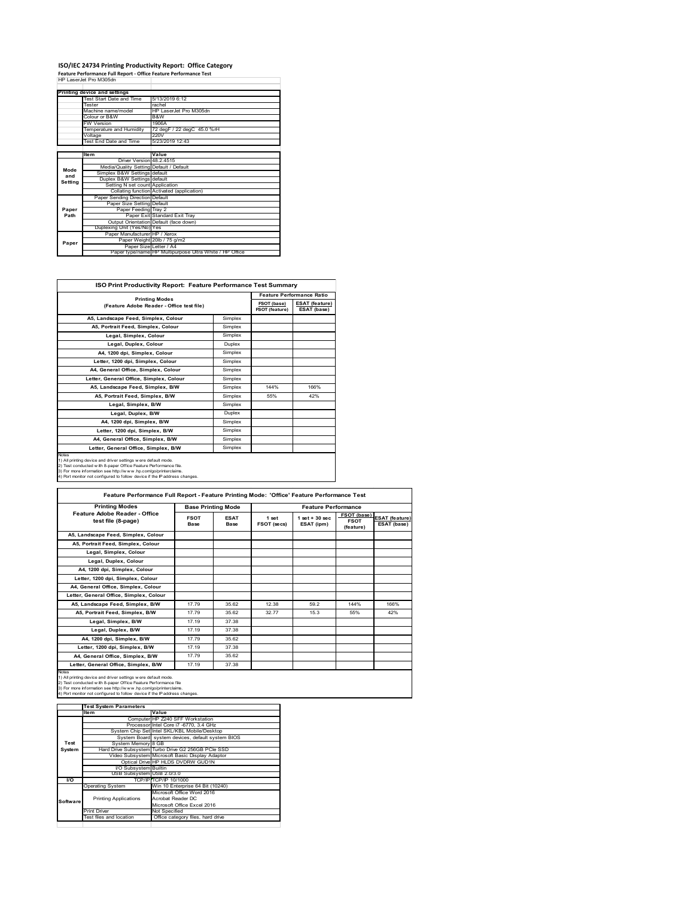# ISO/IEC 24734 Printing Productivity Report: Office Category

**Feature Performance Full Report - Office Feature Performance Test**

HP LaserJet Pro M305dn

| Printing device and settings | | |
|---|---|---|
| | Test Start Date and Time | 5/13/2019 6:12 |
| | Tester | rachel |
| | Machine name/model | HP LaserJet Pro M305dn |
| | Colour or B&W | B&W |
| | FW Version | 1906A |
| | Temperature and Humidity | 72 degF / 22 degC 45.0 %rH |
| | Voltage | 220V |
| | Test End Date and Time | 5/23/2019 12:43 |

| | Item | Value |
|---|---|---|
| Mode and Setting | Driver Version | 48.2.4515 |
| | Media/Quality Setting | Default / Default |
| | Simplex B&W Settings | default |
| | Duplex B&W Settings | default |
| | Setting N set count | Application |
| | Collating function | Activated (application) |
| Paper Path | Paper Sending Direction | Default |
| | Paper Size Setting | Default |
| | Paper Feeding | Tray 2 |
| | Paper Exit | Standard Exit Tray |
| | Output Orientation | Default (face down) |
| | Duplexing Unit (Yes/No) | Yes |
| Paper | Paper Manufacturer | HP / Xerox |
| | Paper Weight | 20lb / 75 g/m2 |
| | Paper Size | Letter / A4 |
| | Paper type/name | HP Multipurpose Ultra White / HP Office |

## ISO Print Productivity Report: Feature Performance Test Summary

| Printing Modes (Feature Adobe Reader - Office test file) | | Feature Performance Ratio | |
|---|---|---|---|
| | | FSOT (base) / FSOT (feature) | ESAT (feature) / ESAT (base) |
| A5, Landscape Feed, Simplex, Colour | Simplex | | |
| A5, Portrait Feed, Simplex, Colour | Simplex | | |
| Legal, Simplex, Colour | Simplex | | |
| Legal, Duplex, Colour | Duplex | | |
| A4, 1200 dpi, Simplex, Colour | Simplex | | |
| Letter, 1200 dpi, Simplex, Colour | Simplex | | |
| A4, General Office, Simplex, Colour | Simplex | | |
| Letter, General Office, Simplex, Colour | Simplex | | |
| A5, Landscape Feed, Simplex, B/W | Simplex | 144% | 166% |
| A5, Portrait Feed, Simplex, B/W | Simplex | 55% | 42% |
| Legal, Simplex, B/W | Simplex | | |
| Legal, Duplex, B/W | Duplex | | |
| A4, 1200 dpi, Simplex, B/W | Simplex | | |
| Letter, 1200 dpi, Simplex, B/W | Simplex | | |
| A4, General Office, Simplex, B/W | Simplex | | |
| Letter, General Office, Simplex, B/W | Simplex | | |

Notes
1) All printing device and driver settings were default mode.
2) Test conducted with 8-paper Office Feature Performance file.
3) For more information see http://www.hp.com/go/printerclaims.
4) Port monitor not configured to follow device if the IP address changes.

## Feature Performance Full Report - Feature Printing Mode: 'Office' Feature Performance Test

| Printing Modes Feature Adobe Reader - Office test file (8-page) | Base Printing Mode | | Feature Performance | | | |
|---|---|---|---|---|---|---|
| | FSOT Base | ESAT Base | 1 set FSOT (secs) | 1 set + 30 sec ESAT (ipm) | FSOT (base) / FSOT (feature) | ESAT (feature) / ESAT (base) |
| A5, Landscape Feed, Simplex, Colour | | | | | | |
| A5, Portrait Feed, Simplex, Colour | | | | | | |
| Legal, Simplex, Colour | | | | | | |
| Legal, Duplex, Colour | | | | | | |
| A4, 1200 dpi, Simplex, Colour | | | | | | |
| Letter, 1200 dpi, Simplex, Colour | | | | | | |
| A4, General Office, Simplex, Colour | | | | | | |
| Letter, General Office, Simplex, Colour | | | | | | |
| A5, Landscape Feed, Simplex, B/W | 17.79 | 35.62 | 12.38 | 59.2 | 144% | 166% |
| A5, Portrait Feed, Simplex, B/W | 17.79 | 35.62 | 32.77 | 15.3 | 55% | 42% |
| Legal, Simplex, B/W | 17.19 | 37.38 | | | | |
| Legal, Duplex, B/W | 17.19 | 37.38 | | | | |
| A4, 1200 dpi, Simplex, B/W | 17.79 | 35.62 | | | | |
| Letter, 1200 dpi, Simplex, B/W | 17.19 | 37.38 | | | | |
| A4, General Office, Simplex, B/W | 17.79 | 35.62 | | | | |
| Letter, General Office, Simplex, B/W | 17.19 | 37.38 | | | | |

Notes
1) All printing device and driver settings were default mode.
2) Test conducted with 8-paper Office Feature Performance file
3) For more information see http://www.hp.com/go/printerclaims.
4) Port monitor not configured to follow device if the IP address changes.

| Test System Parameters | | |
|---|---|---|
| | Item | Value |
| Test System | Computer | HP Z240 SFF Workstation |
| | Processor | Intel Core i7 -6770, 3.4 GHz |
| | System Chip Set | Intel SKL/KBL Mobile/Desktop |
| | System Board | system devices, default system BIOS |
| | System Memory | 8 GB |
| | Hard Drive Subsystem | Turbo Drive G2 256GB PCIe SSD |
| | Video Subsystem | Microsoft Basic Display Adaptor |
| | Optical Drive | HP HLDS DVDRW GUD1N |
| | I/O Subsystem | Builtin |
| | USB Subsystem | USB 2.0/3.0 |
| I/O | TCP/IP | TCP/IP 10/1000 |
| Software | Operating System | Win 10 Enterprise 64 Bit (10240) |
| | Printing Applications | Microsoft Office Word 2016<br>Acrobat Reader DC<br>Microsoft Office Excel 2016 |
| | Print Driver | Not Specified |
| | Test files and location | Office category files, hard drive |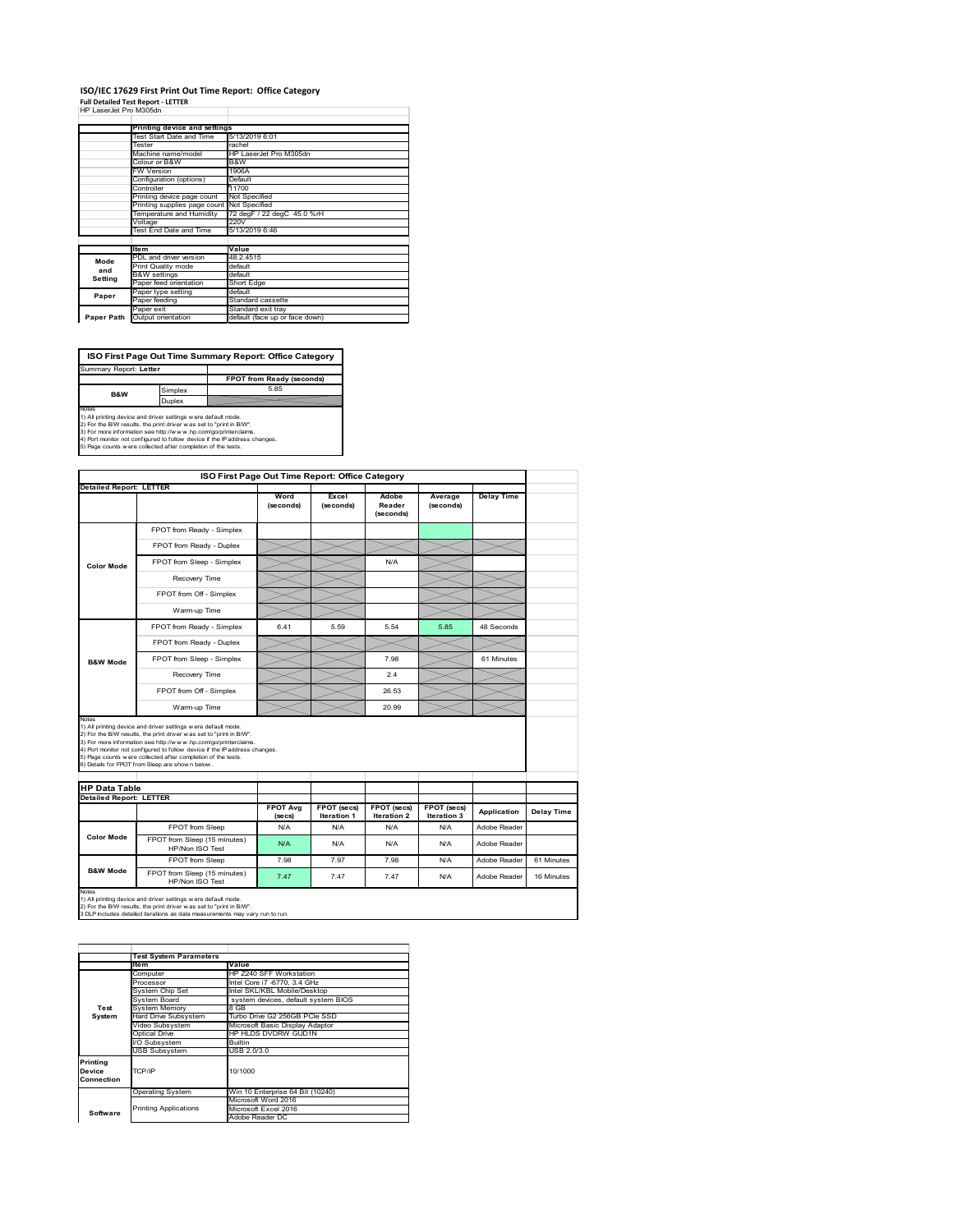# ISO/IEC 17629 First Print Out Time Report: Office Category

**Full Detailed Test Report - LETTER**

HP LaserJet Pro M305dn

| | Printing device and settings | |
|---|---|---|
| | Test Start Date and Time | 5/13/2019 6:01 |
| | Tester | rachel |
| | Machine name/model | HP LaserJet Pro M305dn |
| | Colour or B&W | B&W |
| | FW Version | 1906A |
| | Configuration (options) | Default |
| | Controller | 11700 |
| | Printing device page count | Not Specified |
| | Printing supplies page count | Not Specified |
| | Temperature and Humidity | 72 degF / 22 degC 45.0 %rH |
| | Voltage | 220V |
| | Test End Date and Time | 5/13/2019 6:46 |

| | Item | Value |
|---|---|---|
| Mode and Setting | PDL and driver version | 48.2.4515 |
| | Print Quality mode | default |
| | B&W settings | default |
| | Paper feed orientation | Short Edge |
| Paper | Paper type setting | default |
| | Paper feeding | Standard cassette |
| | Paper exit | Standard exit tray |
| Paper Path | Output orientation | default (face up or face down) |

**ISO First Page Out Time Summary Report: Office Category**

| Summary Report: Letter | | |
|---|---|---|
| | | FPOT from Ready (seconds) |
| B&W | Simplex | 5.85 |
| | Duplex | |

Notes
1) All printing device and driver settings were default mode.
2) For the B/W results, the print driver was set to "print in B/W".
3) For more information see http://www.hp.com/go/printerclaims.
4) Port monitor not configured to follow device if the IP address changes.
5) Page counts were collected after completion of the tests.

**ISO First Page Out Time Report: Office Category**

| Detailed Report: LETTER | | Word (seconds) | Excel (seconds) | Adobe Reader (seconds) | Average (seconds) | Delay Time |
|---|---|---|---|---|---|---|
| Color Mode | FPOT from Ready - Simplex | | | | | |
| | FPOT from Ready - Duplex | | | | | |
| | FPOT from Sleep - Simplex | | | N/A | | |
| | Recovery Time | | | | | |
| | FPOT from Off - Simplex | | | | | |
| | Warm-up Time | | | | | |
| B&W Mode | FPOT from Ready - Simplex | 6.41 | 5.59 | 5.54 | 5.85 | 48 Seconds |
| | FPOT from Ready - Duplex | | | | | |
| | FPOT from Sleep - Simplex | | | 7.98 | | 61 Minutes |
| | Recovery Time | | | 2.4 | | |
| | FPOT from Off - Simplex | | | 26.53 | | |
| | Warm-up Time | | | 20.99 | | |

Notes
1) All printing device and driver settings were default mode.
2) For the B/W results, the print driver was set to "print in B/W".
3) For more information see http://www.hp.com/go/printerclaims.
4) Port monitor not configured to follow device if the IP address changes.
5) Page counts were collected after completion of the tests.
6) Details for FPOT from Sleep are shown below.

**HP Data Table**

| Detailed Report: LETTER | | FPOT Avg (secs) | FPOT (secs) Iteration 1 | FPOT (secs) Iteration 2 | FPOT (secs) Iteration 3 | Application | Delay Time |
|---|---|---|---|---|---|---|---|
| Color Mode | FPOT from Sleep | N/A | N/A | N/A | N/A | Adobe Reader | |
| | FPOT from Sleep (15 minutes) HP/Non ISO Test | N/A | N/A | N/A | N/A | Adobe Reader | |
| B&W Mode | FPOT from Sleep | 7.98 | 7.97 | 7.98 | N/A | Adobe Reader | 61 Minutes |
| | FPOT from Sleep (15 minutes) HP/Non ISO Test | 7.47 | 7.47 | 7.47 | N/A | Adobe Reader | 16 Minutes |

Notes
1) All printing device and driver settings were default mode.
2) For the B/W results, the print driver was set to "print in B/W".
3 DLP includes detailed iterations as data measurements may vary run to run.

| | Test System Parameters | |
|---|---|---|
| | Item | Value |
| Test System | Computer | HP Z240 SFF Workstation |
| | Processor | Intel Core i7 -6770, 3.4 GHz |
| | System Chip Set | Intel SKL/KBL Mobile/Desktop |
| | System Board | system devices, default system BIOS |
| | System Memory | 8 GB |
| | Hard Drive Subsystem | Turbo Drive G2 256GB PCIe SSD |
| | Video Subsystem | Microsoft Basic Display Adaptor |
| | Optical Drive | HP HLDS DVDRW GUD1N |
| | I/O Subsystem | Builtin |
| | USB Subsystem | USB 2.0/3.0 |
| Printing Device Connection | TCP/IP | 10/1000 |
| Software | Operating System | Win 10 Enterprise 64 Bit (10240) |
| | Printing Applications | Microsoft Word 2016 |
| | | Microsoft Excel 2016 |
| | | Adobe Reader DC |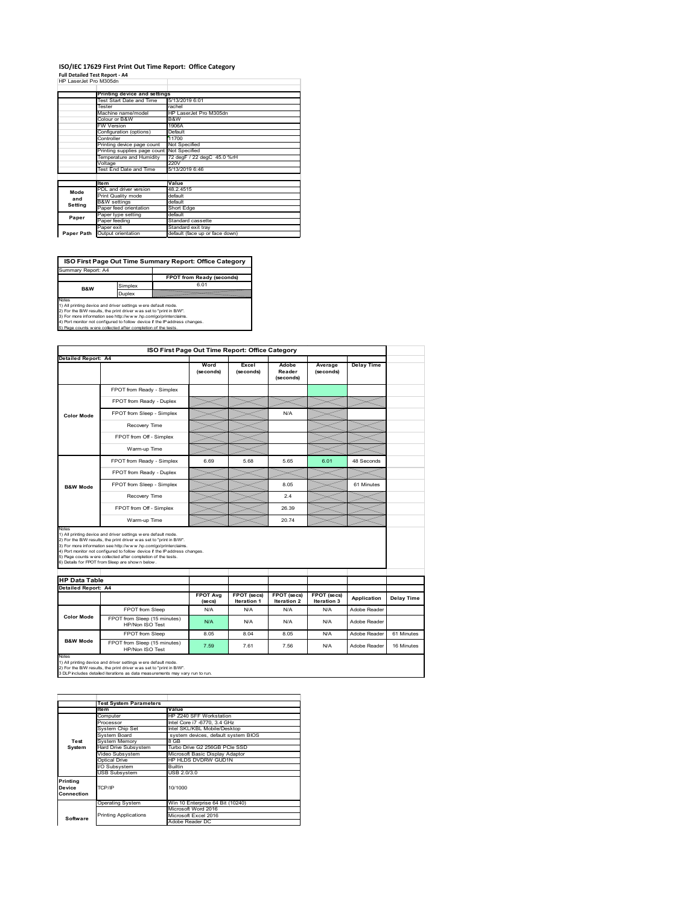# ISO/IEC 17629 First Print Out Time Report: Office Category

**Full Detailed Test Report - A4**

HP LaserJet Pro M305dn

| | | |
|---|---|---|
| | **Printing device and settings** | |
| | Test Start Date and Time | 5/13/2019 6:01 |
| | Tester | rachel |
| | Machine name/model | HP LaserJet Pro M305dn |
| | Colour or B&W | B&W |
| | FW Version | 1906A |
| | Configuration (options) | Default |
| | Controller | 11700 |
| | Printing device page count | Not Specified |
| | Printing supplies page count | Not Specified |
| | Temperature and Humidity | 72 degF / 22 degC 45.0 %rH |
| | Voltage | 220V |
| | Test End Date and Time | 5/13/2019 6:46 |

| | | |
|---|---|---|
| | **Item** | **Value** |
| Mode and Setting | PDL and driver version | 48.2.4515 |
| | Print Quality mode | default |
| | B&W settings | default |
| Paper | Paper feed orientation | Short Edge |
| | Paper type setting | default |
| | Paper feeding | Standard cassette |
| Paper Path | Paper exit | Standard exit tray |
| | Output orientation | default (face up or face down) |

## ISO First Page Out Time Summary Report: Office Category

| Summary Report: A4 | | |
|---|---|---|
| | | **FPOT from Ready (seconds)** |
| B&W | Simplex | 6.01 |
| | Duplex | |

Notes
1) All printing device and driver settings were default mode.
2) For the B/W results, the print driver was set to "print in B/W".
3) For more information see http://www.hp.com/go/printerclaims.
4) Port monitor not configured to follow device if the IP address changes.
5) Page counts were collected after completion of the tests.

## ISO First Page Out Time Report: Office Category

| Detailed Report: A4 | | Word (seconds) | Excel (seconds) | Adobe Reader (seconds) | Average (seconds) | Delay Time |
|---|---|---|---|---|---|---|
| Color Mode | FPOT from Ready - Simplex | | | | | |
| | FPOT from Ready - Duplex | | | | | |
| | FPOT from Sleep - Simplex | | | N/A | | |
| | Recovery Time | | | | | |
| | FPOT from Off - Simplex | | | | | |
| | Warm-up Time | | | | | |
| B&W Mode | FPOT from Ready - Simplex | 6.69 | 5.68 | 5.65 | 6.01 | 48 Seconds |
| | FPOT from Ready - Duplex | | | | | |
| | FPOT from Sleep - Simplex | | | 8.05 | | 61 Minutes |
| | Recovery Time | | | 2.4 | | |
| | FPOT from Off - Simplex | | | 26.39 | | |
| | Warm-up Time | | | 20.74 | | |

Notes
1) All printing device and driver settings were default mode.
2) For the B/W results, the print driver was set to "print in B/W".
3) For more information see http://www.hp.com/go/printerclaims.
4) Port monitor not configured to follow device if the IP address changes.
5) Page counts were collected after completion of the tests.
6) Details for FPOT from Sleep are shown below.

## HP Data Table

| Detailed Report: A4 | | FPOT Avg (secs) | FPOT (secs) Iteration 1 | FPOT (secs) Iteration 2 | FPOT (secs) Iteration 3 | Application | Delay Time |
|---|---|---|---|---|---|---|---|
| Color Mode | FPOT from Sleep | N/A | N/A | N/A | N/A | Adobe Reader | |
| | FPOT from Sleep (15 minutes) HP/Non ISO Test | N/A | N/A | N/A | N/A | Adobe Reader | |
| B&W Mode | FPOT from Sleep | 8.05 | 8.04 | 8.05 | N/A | Adobe Reader | 61 Minutes |
| | FPOT from Sleep (15 minutes) HP/Non ISO Test | 7.59 | 7.61 | 7.56 | N/A | Adobe Reader | 16 Minutes |

Notes
1) All printing device and driver settings were default mode.
2) For the B/W results, the print driver was set to "print in B/W".
3 DLP includes detailed iterations as data measurements may vary run to run.

| | | |
|---|---|---|
| | **Test System Parameters** | |
| | **Item** | **Value** |
| Test System | Computer | HP Z240 SFF Workstation |
| | Processor | Intel Core i7 -6770, 3.4 GHz |
| | System Chip Set | Intel SKL/KBL Mobile/Desktop |
| | System Board | system devices, default system BIOS |
| | System Memory | 8 GB |
| | Hard Drive Subsystem | Turbo Drive G2 256GB PCIe SSD |
| | Video Subsystem | Microsoft Basic Display Adaptor |
| | Optical Drive | HP HLDS DVDRW GUD1N |
| | I/O Subsystem | Builtin |
| | USB Subsystem | USB 2.0/3.0 |
| Printing Device Connection | TCP/IP | 10/1000 |
| Software | Operating System | Win 10 Enterprise 64 Bit (10240) |
| | Printing Applications | Microsoft Word 2016 |
| | | Microsoft Excel 2016 |
| | | Adobe Reader DC |